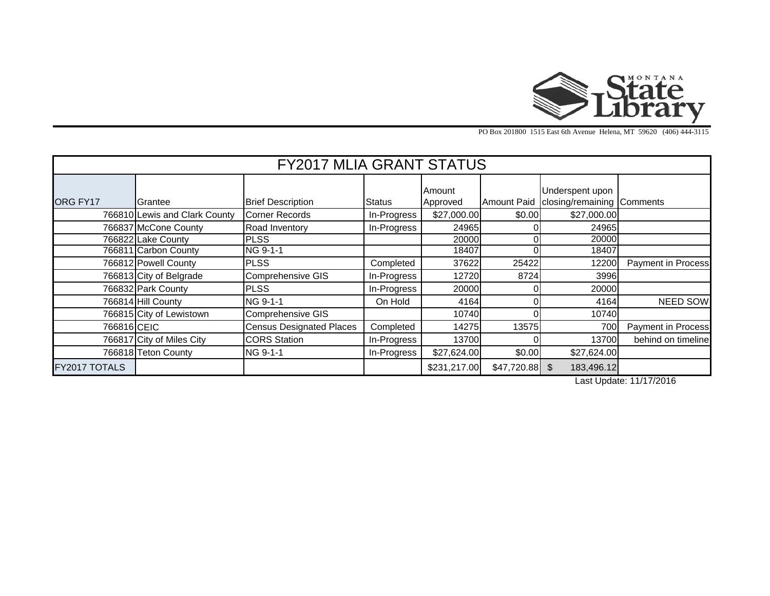Montana State Library

PO Box 201800 1515 East 6th Avenue Helena, MT 59620 (406) 444-3115

| FY2017 MLIA GRANT STATUS | | | | | | | |
|---|---|---|---|---|---|---|---|
| ORG FY17 | Grantee | Brief Description | Status | Amount Approved | Amount Paid | Underspent upon closing/remaining | Comments |
| 766810 | Lewis and Clark County | Corner Records | In-Progress | $27,000.00 | $0.00 | $27,000.00 | |
| 766837 | McCone County | Road Inventory | In-Progress | 24965 | 0 | 24965 | |
| 766822 | Lake County | PLSS | | 20000 | 0 | 20000 | |
| 766811 | Carbon County | NG 9-1-1 | | 18407 | 0 | 18407 | |
| 766812 | Powell County | PLSS | Completed | 37622 | 25422 | 12200 | Payment in Process |
| 766813 | City of Belgrade | Comprehensive GIS | In-Progress | 12720 | 8724 | 3996 | |
| 766832 | Park County | PLSS | In-Progress | 20000 | 0 | 20000 | |
| 766814 | Hill County | NG 9-1-1 | On Hold | 4164 | 0 | 4164 | NEED SOW |
| 766815 | City of Lewistown | Comprehensive GIS | | 10740 | 0 | 10740 | |
| 766816 | CEIC | Census Designated Places | Completed | 14275 | 13575 | 700 | Payment in Process |
| 766817 | City of Miles City | CORS Station | In-Progress | 13700 | 0 | 13700 | behind on timeline |
| 766818 | Teton County | NG 9-1-1 | In-Progress | $27,624.00 | $0.00 | $27,624.00 | |
| FY2017 TOTALS | | | | $231,217.00 | $47,720.88 | $ 183,496.12 | |

Last Update: 11/17/2016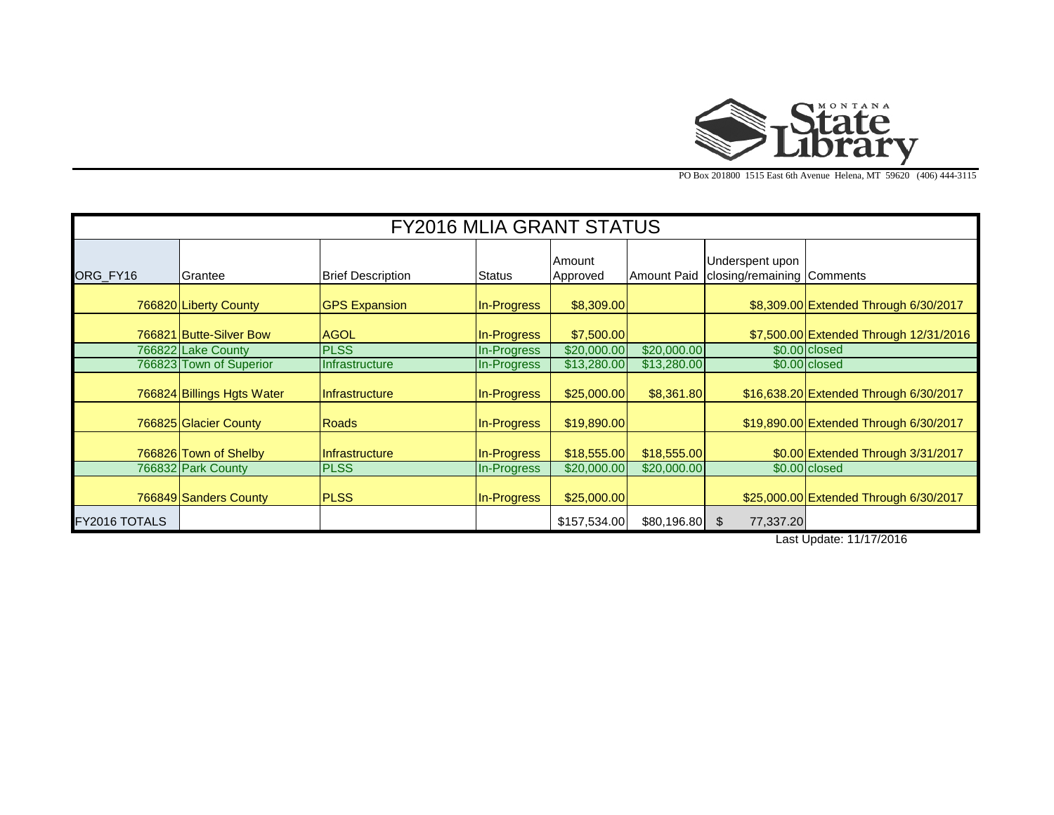Montana State Library

PO Box 201800 1515 East 6th Avenue Helena, MT 59620 (406) 444-3115

# FY2016 MLIA GRANT STATUS

| ORG_FY16 | Grantee | Brief Description | Status | Amount Approved | Amount Paid | Underspent upon closing/remaining | Comments |
|---|---|---|---|---|---|---|---|
| 766820 | Liberty County | GPS Expansion | In-Progress | $8,309.00 | | $8,309.00 | Extended Through 6/30/2017 |
| 766821 | Butte-Silver Bow | AGOL | In-Progress | $7,500.00 | | $7,500.00 | Extended Through 12/31/2016 |
| 766822 | Lake County | PLSS | In-Progress | $20,000.00 | $20,000.00 | $0.00 | closed |
| 766823 | Town of Superior | Infrastructure | In-Progress | $13,280.00 | $13,280.00 | $0.00 | closed |
| 766824 | Billings Hgts Water | Infrastructure | In-Progress | $25,000.00 | $8,361.80 | $16,638.20 | Extended Through 6/30/2017 |
| 766825 | Glacier County | Roads | In-Progress | $19,890.00 | | $19,890.00 | Extended Through 6/30/2017 |
| 766826 | Town of Shelby | Infrastructure | In-Progress | $18,555.00 | $18,555.00 | $0.00 | Extended Through 3/31/2017 |
| 766832 | Park County | PLSS | In-Progress | $20,000.00 | $20,000.00 | $0.00 | closed |
| 766849 | Sanders County | PLSS | In-Progress | $25,000.00 | | $25,000.00 | Extended Through 6/30/2017 |
| FY2016 TOTALS | | | | $157,534.00 | $80,196.80 | $ 77,337.20 | |

Last Update: 11/17/2016